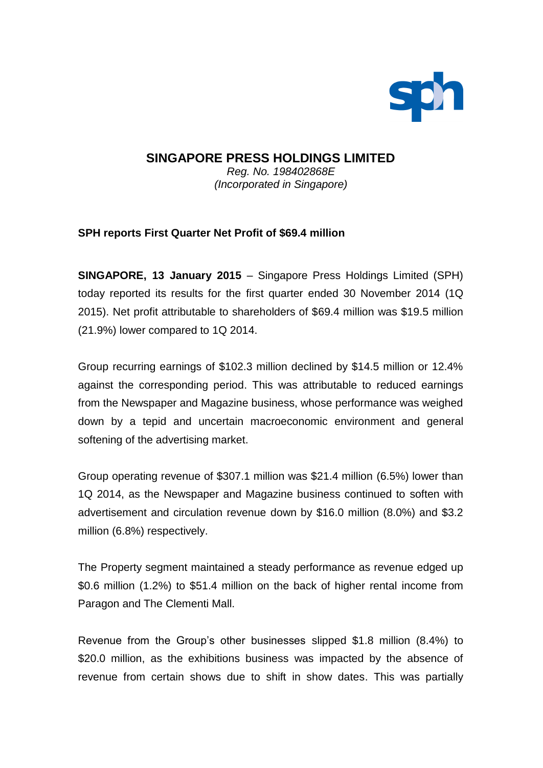# SINGAPORE PRESS HOLDINGS LIMITED

*Reg. No. 198402868E*
*(Incorporated in Singapore)*

**SPH reports First Quarter Net Profit of $69.4 million**

**SINGAPORE, 13 January 2015** – Singapore Press Holdings Limited (SPH) today reported its results for the first quarter ended 30 November 2014 (1Q 2015). Net profit attributable to shareholders of $69.4 million was $19.5 million (21.9%) lower compared to 1Q 2014.

Group recurring earnings of $102.3 million declined by $14.5 million or 12.4% against the corresponding period. This was attributable to reduced earnings from the Newspaper and Magazine business, whose performance was weighed down by a tepid and uncertain macroeconomic environment and general softening of the advertising market.

Group operating revenue of $307.1 million was $21.4 million (6.5%) lower than 1Q 2014, as the Newspaper and Magazine business continued to soften with advertisement and circulation revenue down by $16.0 million (8.0%) and $3.2 million (6.8%) respectively.

The Property segment maintained a steady performance as revenue edged up $0.6 million (1.2%) to $51.4 million on the back of higher rental income from Paragon and The Clementi Mall.

Revenue from the Group's other businesses slipped $1.8 million (8.4%) to $20.0 million, as the exhibitions business was impacted by the absence of revenue from certain shows due to shift in show dates. This was partially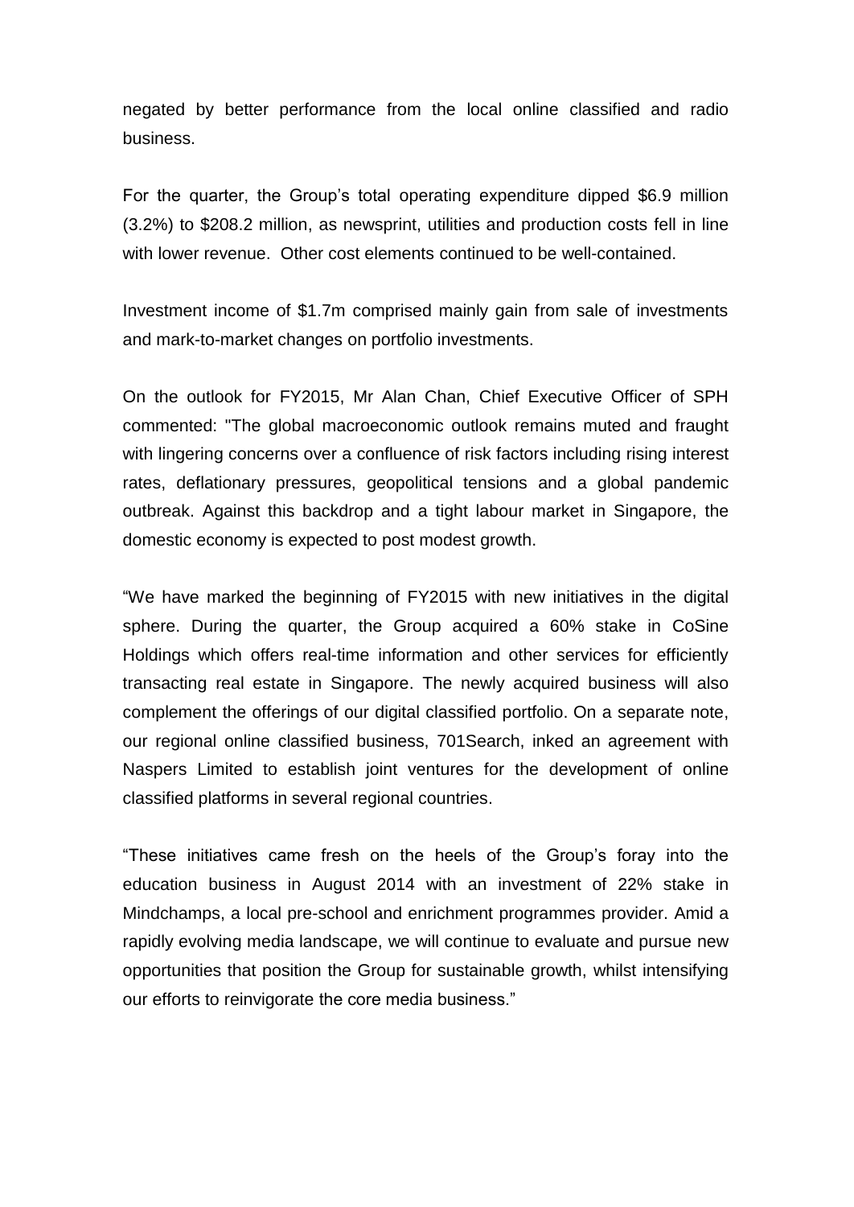negated by better performance from the local online classified and radio business.

For the quarter, the Group's total operating expenditure dipped $6.9 million (3.2%) to $208.2 million, as newsprint, utilities and production costs fell in line with lower revenue. Other cost elements continued to be well-contained.

Investment income of $1.7m comprised mainly gain from sale of investments and mark-to-market changes on portfolio investments.

On the outlook for FY2015, Mr Alan Chan, Chief Executive Officer of SPH commented: "The global macroeconomic outlook remains muted and fraught with lingering concerns over a confluence of risk factors including rising interest rates, deflationary pressures, geopolitical tensions and a global pandemic outbreak. Against this backdrop and a tight labour market in Singapore, the domestic economy is expected to post modest growth.

"We have marked the beginning of FY2015 with new initiatives in the digital sphere. During the quarter, the Group acquired a 60% stake in CoSine Holdings which offers real-time information and other services for efficiently transacting real estate in Singapore. The newly acquired business will also complement the offerings of our digital classified portfolio. On a separate note, our regional online classified business, 701Search, inked an agreement with Naspers Limited to establish joint ventures for the development of online classified platforms in several regional countries.

"These initiatives came fresh on the heels of the Group's foray into the education business in August 2014 with an investment of 22% stake in Mindchamps, a local pre-school and enrichment programmes provider. Amid a rapidly evolving media landscape, we will continue to evaluate and pursue new opportunities that position the Group for sustainable growth, whilst intensifying our efforts to reinvigorate the core media business."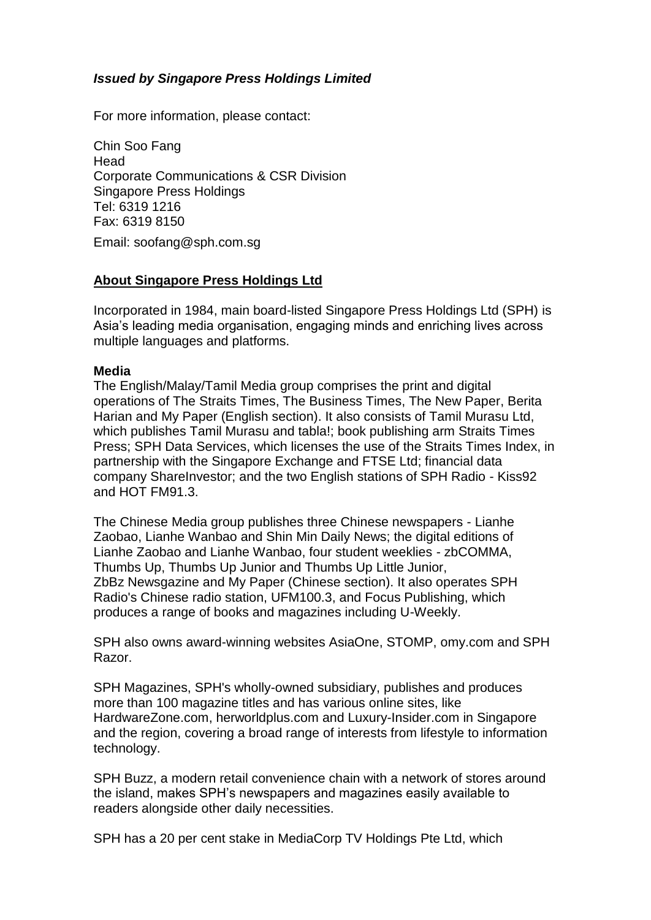***Issued by Singapore Press Holdings Limited***

For more information, please contact:

Chin Soo Fang
Head
Corporate Communications & CSR Division
Singapore Press Holdings
Tel: 6319 1216
Fax: 6319 8150

Email: soofang@sph.com.sg

## **About Singapore Press Holdings Ltd**

Incorporated in 1984, main board-listed Singapore Press Holdings Ltd (SPH) is Asia's leading media organisation, engaging minds and enriching lives across multiple languages and platforms.

**Media**

The English/Malay/Tamil Media group comprises the print and digital operations of The Straits Times, The Business Times, The New Paper, Berita Harian and My Paper (English section). It also consists of Tamil Murasu Ltd, which publishes Tamil Murasu and tabla!; book publishing arm Straits Times Press; SPH Data Services, which licenses the use of the Straits Times Index, in partnership with the Singapore Exchange and FTSE Ltd; financial data company ShareInvestor; and the two English stations of SPH Radio - Kiss92 and HOT FM91.3.

The Chinese Media group publishes three Chinese newspapers - Lianhe Zaobao, Lianhe Wanbao and Shin Min Daily News; the digital editions of Lianhe Zaobao and Lianhe Wanbao, four student weeklies - zbCOMMA, Thumbs Up, Thumbs Up Junior and Thumbs Up Little Junior, ZbBz Newsgazine and My Paper (Chinese section). It also operates SPH Radio's Chinese radio station, UFM100.3, and Focus Publishing, which produces a range of books and magazines including U-Weekly.

SPH also owns award-winning websites AsiaOne, STOMP, omy.com and SPH Razor.

SPH Magazines, SPH's wholly-owned subsidiary, publishes and produces more than 100 magazine titles and has various online sites, like HardwareZone.com, herworldplus.com and Luxury-Insider.com in Singapore and the region, covering a broad range of interests from lifestyle to information technology.

SPH Buzz, a modern retail convenience chain with a network of stores around the island, makes SPH's newspapers and magazines easily available to readers alongside other daily necessities.

SPH has a 20 per cent stake in MediaCorp TV Holdings Pte Ltd, which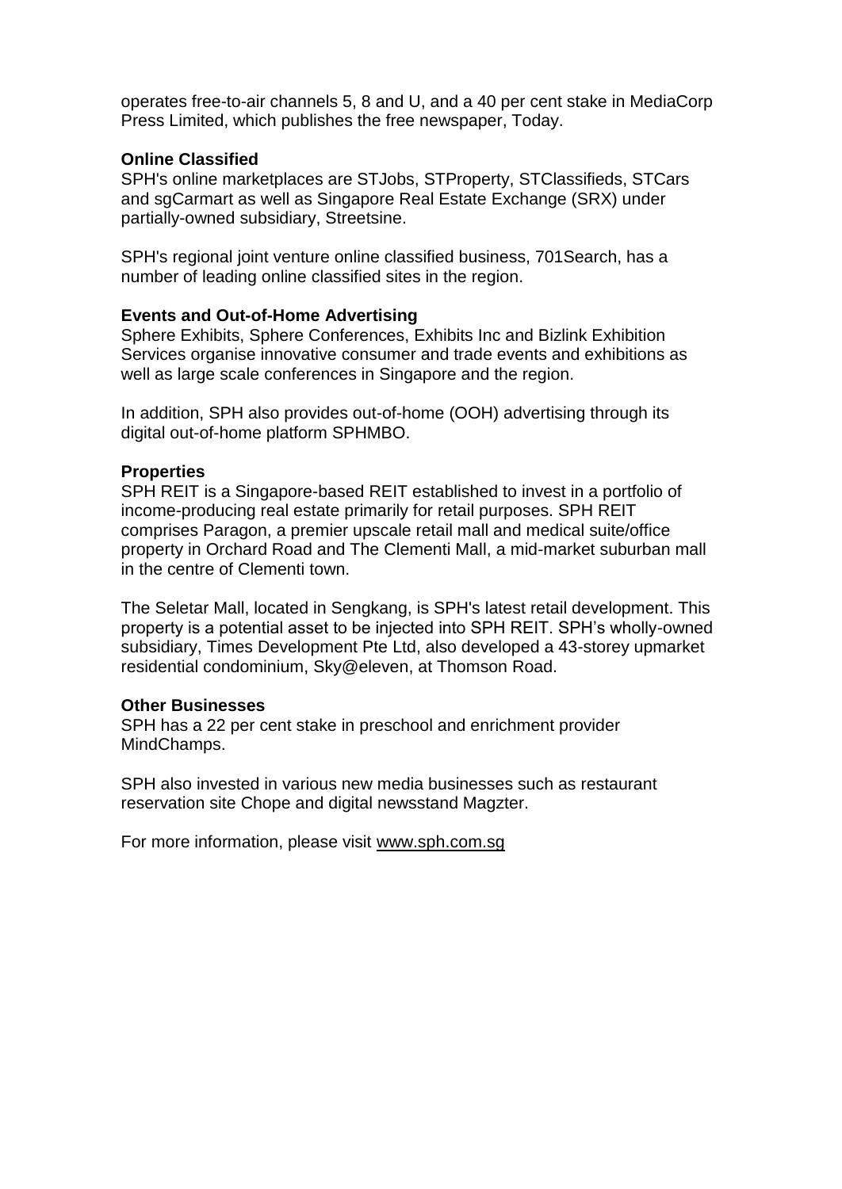operates free-to-air channels 5, 8 and U, and a 40 per cent stake in MediaCorp Press Limited, which publishes the free newspaper, Today.

**Online Classified**
SPH's online marketplaces are STJobs, STProperty, STClassifieds, STCars and sgCarmart as well as Singapore Real Estate Exchange (SRX) under partially-owned subsidiary, Streetsine.

SPH's regional joint venture online classified business, 701Search, has a number of leading online classified sites in the region.

**Events and Out-of-Home Advertising**
Sphere Exhibits, Sphere Conferences, Exhibits Inc and Bizlink Exhibition Services organise innovative consumer and trade events and exhibitions as well as large scale conferences in Singapore and the region.

In addition, SPH also provides out-of-home (OOH) advertising through its digital out-of-home platform SPHMBO.

**Properties**
SPH REIT is a Singapore-based REIT established to invest in a portfolio of income-producing real estate primarily for retail purposes. SPH REIT comprises Paragon, a premier upscale retail mall and medical suite/office property in Orchard Road and The Clementi Mall, a mid-market suburban mall in the centre of Clementi town.

The Seletar Mall, located in Sengkang, is SPH's latest retail development. This property is a potential asset to be injected into SPH REIT. SPH's wholly-owned subsidiary, Times Development Pte Ltd, also developed a 43-storey upmarket residential condominium, Sky@eleven, at Thomson Road.

**Other Businesses**
SPH has a 22 per cent stake in preschool and enrichment provider MindChamps.

SPH also invested in various new media businesses such as restaurant reservation site Chope and digital newsstand Magzter.

For more information, please visit www.sph.com.sg